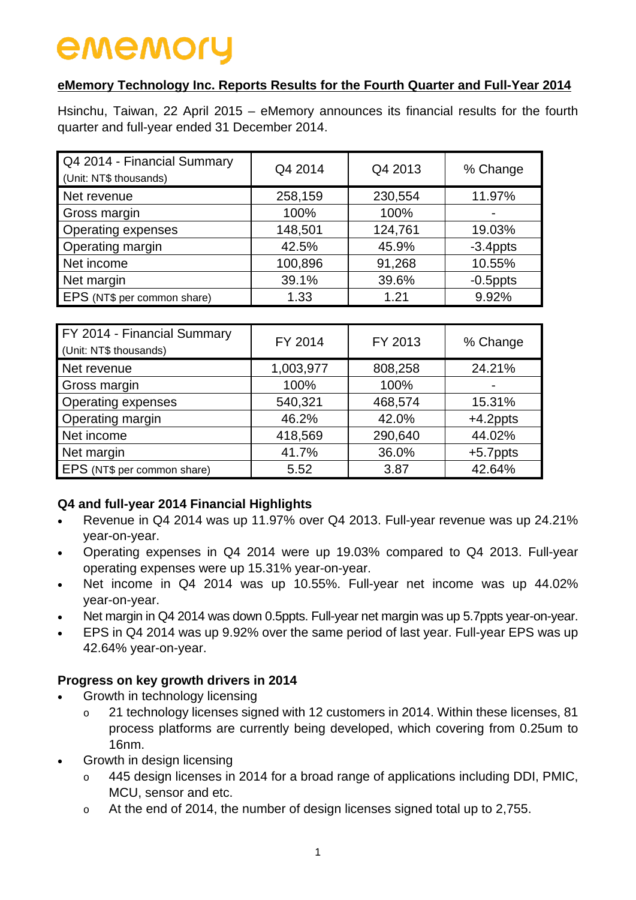ememory

**eMemory Technology Inc. Reports Results for the Fourth Quarter and Full-Year 2014**

Hsinchu, Taiwan, 22 April 2015 – eMemory announces its financial results for the fourth quarter and full-year ended 31 December 2014.

| Q4 2014 - Financial Summary (Unit: NT$ thousands) | Q4 2014 | Q4 2013 | % Change |
|---|---|---|---|
| Net revenue | 258,159 | 230,554 | 11.97% |
| Gross margin | 100% | 100% | - |
| Operating expenses | 148,501 | 124,761 | 19.03% |
| Operating margin | 42.5% | 45.9% | -3.4ppts |
| Net income | 100,896 | 91,268 | 10.55% |
| Net margin | 39.1% | 39.6% | -0.5ppts |
| EPS (NT$ per common share) | 1.33 | 1.21 | 9.92% |

| FY 2014 - Financial Summary (Unit: NT$ thousands) | FY 2014 | FY 2013 | % Change |
|---|---|---|---|
| Net revenue | 1,003,977 | 808,258 | 24.21% |
| Gross margin | 100% | 100% | - |
| Operating expenses | 540,321 | 468,574 | 15.31% |
| Operating margin | 46.2% | 42.0% | +4.2ppts |
| Net income | 418,569 | 290,640 | 44.02% |
| Net margin | 41.7% | 36.0% | +5.7ppts |
| EPS (NT$ per common share) | 5.52 | 3.87 | 42.64% |

**Q4 and full-year 2014 Financial Highlights**

- Revenue in Q4 2014 was up 11.97% over Q4 2013. Full-year revenue was up 24.21% year-on-year.
- Operating expenses in Q4 2014 were up 19.03% compared to Q4 2013. Full-year operating expenses were up 15.31% year-on-year.
- Net income in Q4 2014 was up 10.55%. Full-year net income was up 44.02% year-on-year.
- Net margin in Q4 2014 was down 0.5ppts. Full-year net margin was up 5.7ppts year-on-year.
- EPS in Q4 2014 was up 9.92% over the same period of last year. Full-year EPS was up 42.64% year-on-year.

**Progress on key growth drivers in 2014**

- Growth in technology licensing
  - 21 technology licenses signed with 12 customers in 2014. Within these licenses, 81 process platforms are currently being developed, which covering from 0.25um to 16nm.
- Growth in design licensing
  - 445 design licenses in 2014 for a broad range of applications including DDI, PMIC, MCU, sensor and etc.
  - At the end of 2014, the number of design licenses signed total up to 2,755.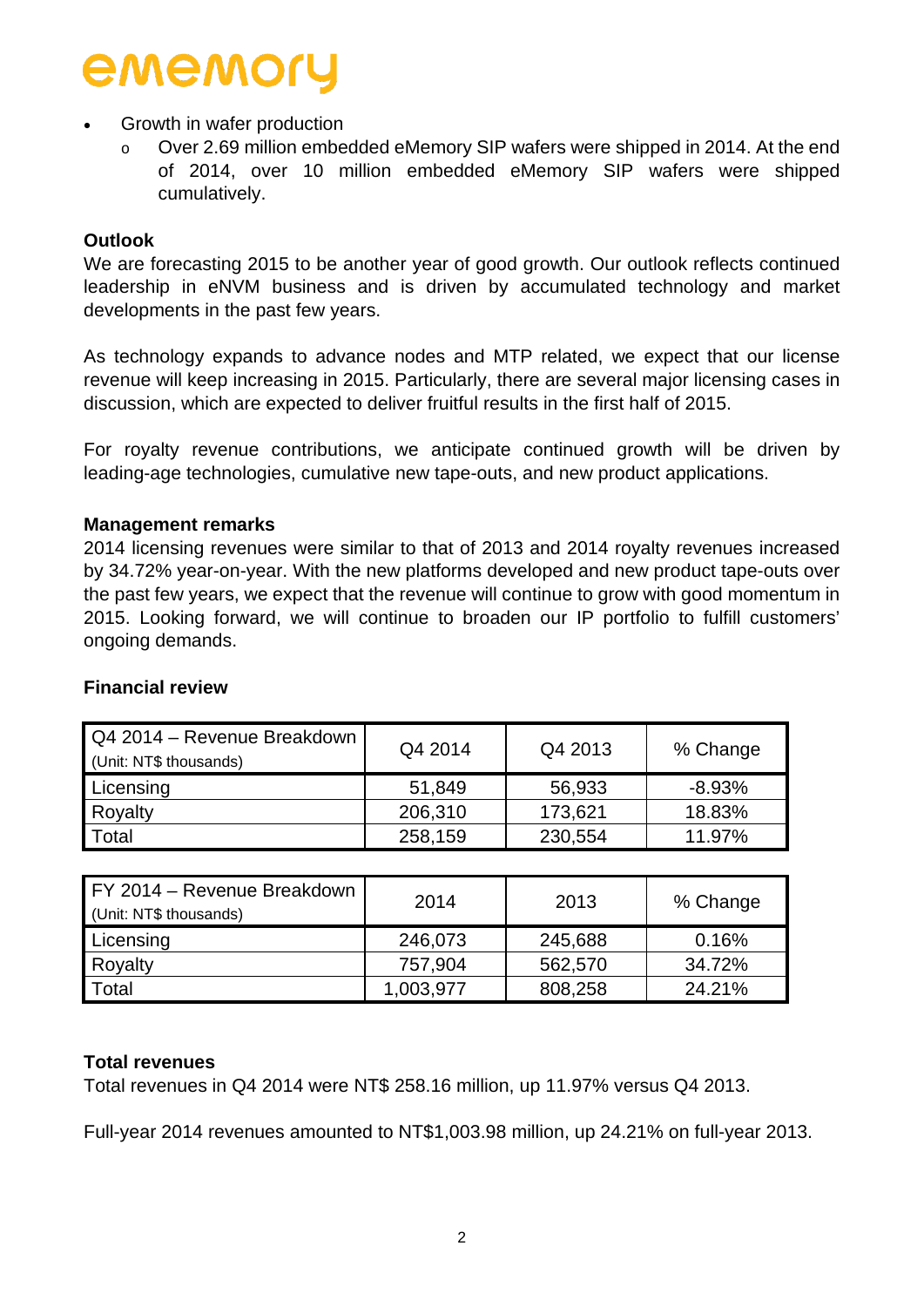- Growth in wafer production
  - Over 2.69 million embedded eMemory SIP wafers were shipped in 2014. At the end of 2014, over 10 million embedded eMemory SIP wafers were shipped cumulatively.

**Outlook**

We are forecasting 2015 to be another year of good growth. Our outlook reflects continued leadership in eNVM business and is driven by accumulated technology and market developments in the past few years.

As technology expands to advance nodes and MTP related, we expect that our license revenue will keep increasing in 2015. Particularly, there are several major licensing cases in discussion, which are expected to deliver fruitful results in the first half of 2015.

For royalty revenue contributions, we anticipate continued growth will be driven by leading-age technologies, cumulative new tape-outs, and new product applications.

**Management remarks**

2014 licensing revenues were similar to that of 2013 and 2014 royalty revenues increased by 34.72% year-on-year. With the new platforms developed and new product tape-outs over the past few years, we expect that the revenue will continue to grow with good momentum in 2015. Looking forward, we will continue to broaden our IP portfolio to fulfill customers' ongoing demands.

**Financial review**

| Q4 2014 – Revenue Breakdown (Unit: NT$ thousands) | Q4 2014 | Q4 2013 | % Change |
|---|---|---|---|
| Licensing | 51,849 | 56,933 | -8.93% |
| Royalty | 206,310 | 173,621 | 18.83% |
| Total | 258,159 | 230,554 | 11.97% |

| FY 2014 – Revenue Breakdown (Unit: NT$ thousands) | 2014 | 2013 | % Change |
|---|---|---|---|
| Licensing | 246,073 | 245,688 | 0.16% |
| Royalty | 757,904 | 562,570 | 34.72% |
| Total | 1,003,977 | 808,258 | 24.21% |

**Total revenues**

Total revenues in Q4 2014 were NT$ 258.16 million, up 11.97% versus Q4 2013.

Full-year 2014 revenues amounted to NT$1,003.98 million, up 24.21% on full-year 2013.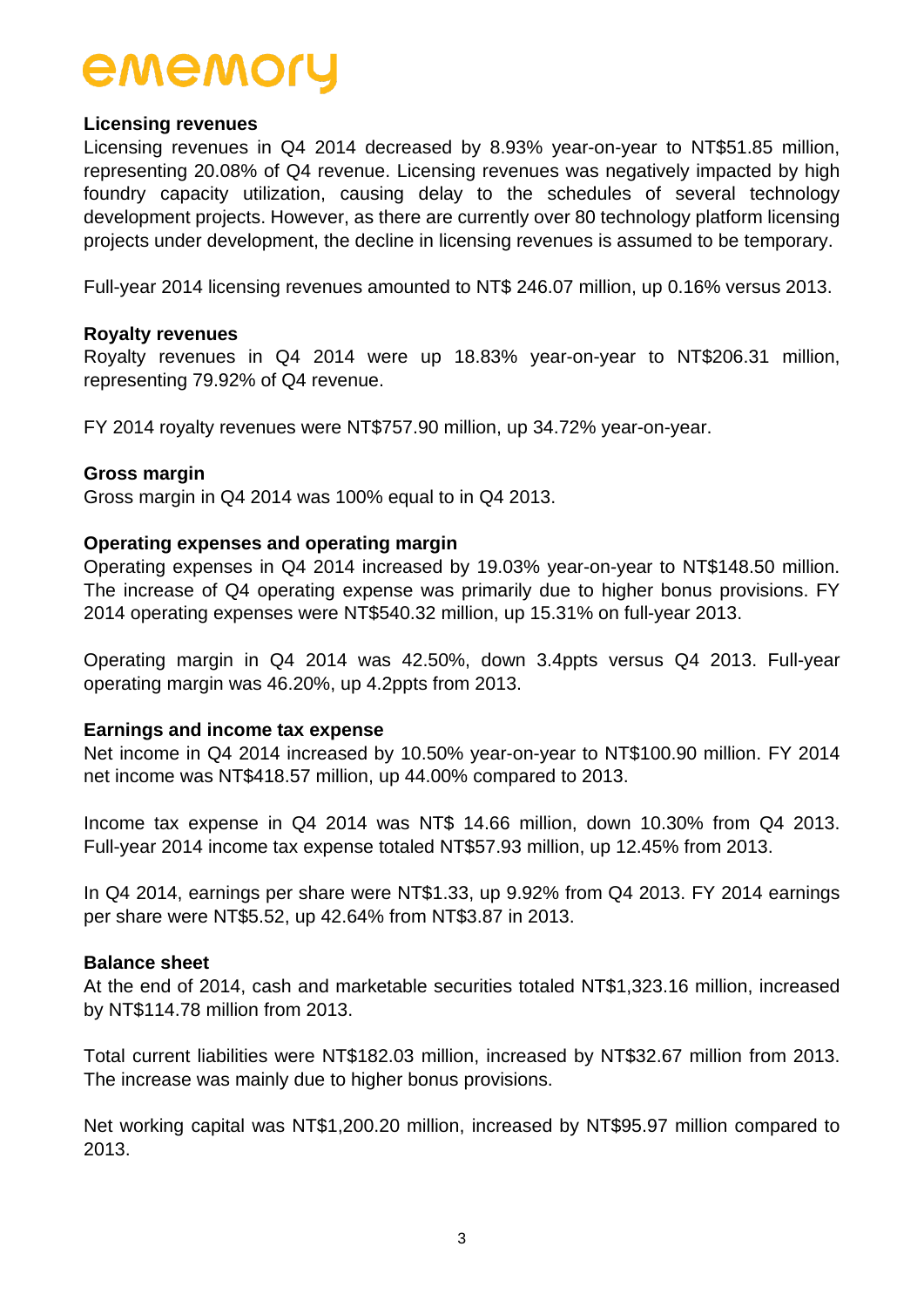**Licensing revenues**

Licensing revenues in Q4 2014 decreased by 8.93% year-on-year to NT$51.85 million, representing 20.08% of Q4 revenue. Licensing revenues was negatively impacted by high foundry capacity utilization, causing delay to the schedules of several technology development projects. However, as there are currently over 80 technology platform licensing projects under development, the decline in licensing revenues is assumed to be temporary.

Full-year 2014 licensing revenues amounted to NT$ 246.07 million, up 0.16% versus 2013.

**Royalty revenues**

Royalty revenues in Q4 2014 were up 18.83% year-on-year to NT$206.31 million, representing 79.92% of Q4 revenue.

FY 2014 royalty revenues were NT$757.90 million, up 34.72% year-on-year.

**Gross margin**

Gross margin in Q4 2014 was 100% equal to in Q4 2013.

**Operating expenses and operating margin**

Operating expenses in Q4 2014 increased by 19.03% year-on-year to NT$148.50 million. The increase of Q4 operating expense was primarily due to higher bonus provisions. FY 2014 operating expenses were NT$540.32 million, up 15.31% on full-year 2013.

Operating margin in Q4 2014 was 42.50%, down 3.4ppts versus Q4 2013. Full-year operating margin was 46.20%, up 4.2ppts from 2013.

**Earnings and income tax expense**

Net income in Q4 2014 increased by 10.50% year-on-year to NT$100.90 million. FY 2014 net income was NT$418.57 million, up 44.00% compared to 2013.

Income tax expense in Q4 2014 was NT$ 14.66 million, down 10.30% from Q4 2013. Full-year 2014 income tax expense totaled NT$57.93 million, up 12.45% from 2013.

In Q4 2014, earnings per share were NT$1.33, up 9.92% from Q4 2013. FY 2014 earnings per share were NT$5.52, up 42.64% from NT$3.87 in 2013.

**Balance sheet**

At the end of 2014, cash and marketable securities totaled NT$1,323.16 million, increased by NT$114.78 million from 2013.

Total current liabilities were NT$182.03 million, increased by NT$32.67 million from 2013. The increase was mainly due to higher bonus provisions.

Net working capital was NT$1,200.20 million, increased by NT$95.97 million compared to 2013.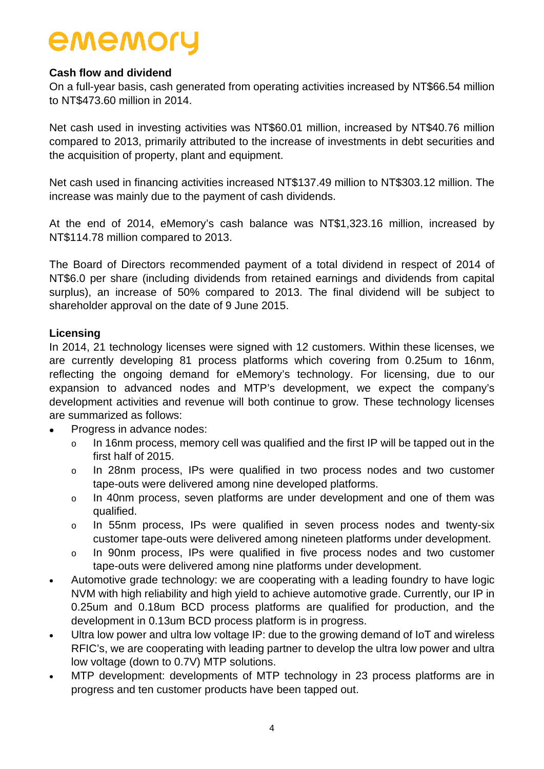**Cash flow and dividend**

On a full-year basis, cash generated from operating activities increased by NT$66.54 million to NT$473.60 million in 2014.

Net cash used in investing activities was NT$60.01 million, increased by NT$40.76 million compared to 2013, primarily attributed to the increase of investments in debt securities and the acquisition of property, plant and equipment.

Net cash used in financing activities increased NT$137.49 million to NT$303.12 million. The increase was mainly due to the payment of cash dividends.

At the end of 2014, eMemory's cash balance was NT$1,323.16 million, increased by NT$114.78 million compared to 2013.

The Board of Directors recommended payment of a total dividend in respect of 2014 of NT$6.0 per share (including dividends from retained earnings and dividends from capital surplus), an increase of 50% compared to 2013. The final dividend will be subject to shareholder approval on the date of 9 June 2015.

**Licensing**

In 2014, 21 technology licenses were signed with 12 customers. Within these licenses, we are currently developing 81 process platforms which covering from 0.25um to 16nm, reflecting the ongoing demand for eMemory's technology. For licensing, due to our expansion to advanced nodes and MTP's development, we expect the company's development activities and revenue will both continue to grow. These technology licenses are summarized as follows:

- Progress in advance nodes:
  - In 16nm process, memory cell was qualified and the first IP will be tapped out in the first half of 2015.
  - In 28nm process, IPs were qualified in two process nodes and two customer tape-outs were delivered among nine developed platforms.
  - In 40nm process, seven platforms are under development and one of them was qualified.
  - In 55nm process, IPs were qualified in seven process nodes and twenty-six customer tape-outs were delivered among nineteen platforms under development.
  - In 90nm process, IPs were qualified in five process nodes and two customer tape-outs were delivered among nine platforms under development.
- Automotive grade technology: we are cooperating with a leading foundry to have logic NVM with high reliability and high yield to achieve automotive grade. Currently, our IP in 0.25um and 0.18um BCD process platforms are qualified for production, and the development in 0.13um BCD process platform is in progress.
- Ultra low power and ultra low voltage IP: due to the growing demand of IoT and wireless RFIC's, we are cooperating with leading partner to develop the ultra low power and ultra low voltage (down to 0.7V) MTP solutions.
- MTP development: developments of MTP technology in 23 process platforms are in progress and ten customer products have been tapped out.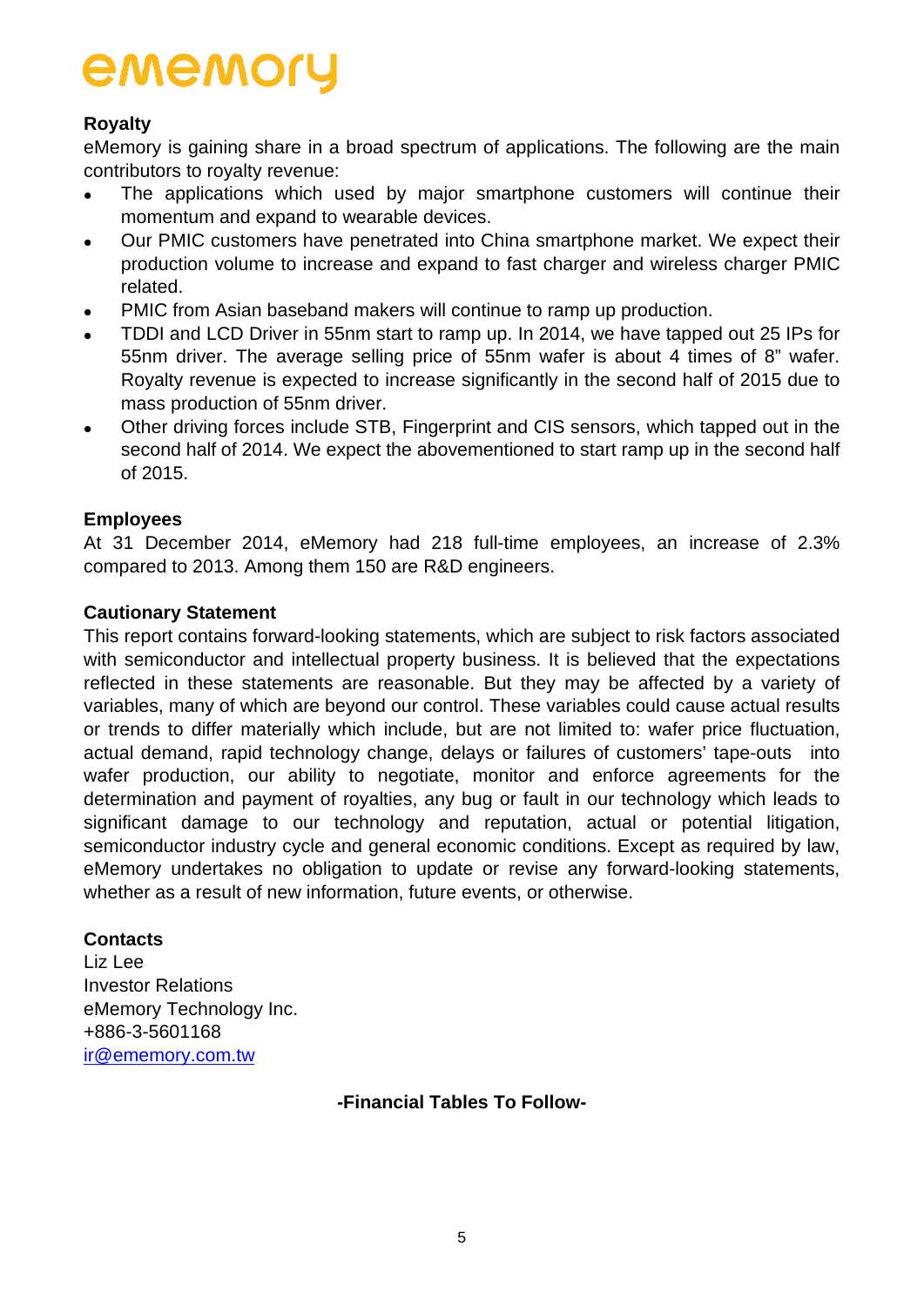### Royalty

eMemory is gaining share in a broad spectrum of applications. The following are the main contributors to royalty revenue:

- The applications which used by major smartphone customers will continue their momentum and expand to wearable devices.
- Our PMIC customers have penetrated into China smartphone market. We expect their production volume to increase and expand to fast charger and wireless charger PMIC related.
- PMIC from Asian baseband makers will continue to ramp up production.
- TDDI and LCD Driver in 55nm start to ramp up. In 2014, we have tapped out 25 IPs for 55nm driver. The average selling price of 55nm wafer is about 4 times of 8" wafer. Royalty revenue is expected to increase significantly in the second half of 2015 due to mass production of 55nm driver.
- Other driving forces include STB, Fingerprint and CIS sensors, which tapped out in the second half of 2014. We expect the abovementioned to start ramp up in the second half of 2015.

### Employees

At 31 December 2014, eMemory had 218 full-time employees, an increase of 2.3% compared to 2013. Among them 150 are R&D engineers.

### Cautionary Statement

This report contains forward-looking statements, which are subject to risk factors associated with semiconductor and intellectual property business. It is believed that the expectations reflected in these statements are reasonable. But they may be affected by a variety of variables, many of which are beyond our control. These variables could cause actual results or trends to differ materially which include, but are not limited to: wafer price fluctuation, actual demand, rapid technology change, delays or failures of customers' tape-outs into wafer production, our ability to negotiate, monitor and enforce agreements for the determination and payment of royalties, any bug or fault in our technology which leads to significant damage to our technology and reputation, actual or potential litigation, semiconductor industry cycle and general economic conditions. Except as required by law, eMemory undertakes no obligation to update or revise any forward-looking statements, whether as a result of new information, future events, or otherwise.

### Contacts

Liz Lee
Investor Relations
eMemory Technology Inc.
+886-3-5601168
ir@ememory.com.tw

**-Financial Tables To Follow-**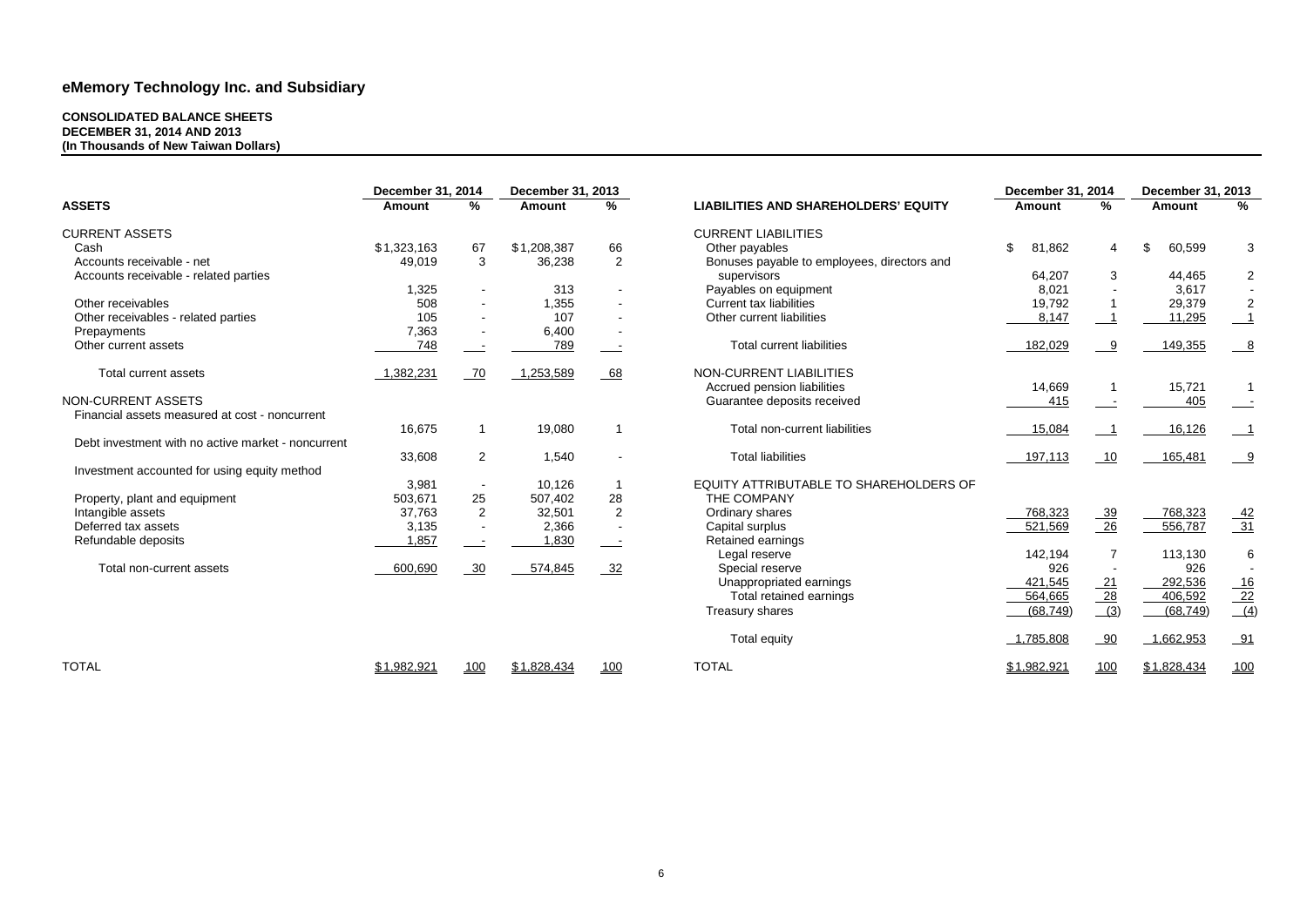# eMemory Technology Inc. and Subsidiary

**CONSOLIDATED BALANCE SHEETS**
**DECEMBER 31, 2014 AND 2013**
**(In Thousands of New Taiwan Dollars)**

| | December 31, 2014 | | December 31, 2013 | |
|---|---|---|---|---|
| **ASSETS** | **Amount** | **%** | **Amount** | **%** |
| CURRENT ASSETS | | | | |
| Cash | $1,323,163 | 67 | $1,208,387 | 66 |
| Accounts receivable - net | 49,019 | 3 | 36,238 | 2 |
| Accounts receivable - related parties | 1,325 | - | 313 | - |
| Other receivables | 508 | - | 1,355 | - |
| Other receivables - related parties | 105 | - | 107 | - |
| Prepayments | 7,363 | - | 6,400 | - |
| Other current assets | 748 | - | 789 | - |
| Total current assets | 1,382,231 | 70 | 1,253,589 | 68 |
| NON-CURRENT ASSETS | | | | |
| Financial assets measured at cost - noncurrent | 16,675 | 1 | 19,080 | 1 |
| Debt investment with no active market - noncurrent | 33,608 | 2 | 1,540 | - |
| Investment accounted for using equity method | 3,981 | - | 10,126 | 1 |
| Property, plant and equipment | 503,671 | 25 | 507,402 | 28 |
| Intangible assets | 37,763 | 2 | 32,501 | 2 |
| Deferred tax assets | 3,135 | - | 2,366 | - |
| Refundable deposits | 1,857 | - | 1,830 | - |
| Total non-current assets | 600,690 | 30 | 574,845 | 32 |
| TOTAL | $1,982,921 | 100 | $1,828,434 | 100 |

| | December 31, 2014 | | December 31, 2013 | |
|---|---|---|---|---|
| **LIABILITIES AND SHAREHOLDERS' EQUITY** | **Amount** | **%** | **Amount** | **%** |
| CURRENT LIABILITIES | | | | |
| Other payables | $ 81,862 | 4 | $ 60,599 | 3 |
| Bonuses payable to employees, directors and supervisors | 64,207 | 3 | 44,465 | 2 |
| Payables on equipment | 8,021 | - | 3,617 | - |
| Current tax liabilities | 19,792 | 1 | 29,379 | 2 |
| Other current liabilities | 8,147 | 1 | 11,295 | 1 |
| Total current liabilities | 182,029 | 9 | 149,355 | 8 |
| NON-CURRENT LIABILITIES | | | | |
| Accrued pension liabilities | 14,669 | 1 | 15,721 | 1 |
| Guarantee deposits received | 415 | - | 405 | - |
| Total non-current liabilities | 15,084 | 1 | 16,126 | 1 |
| Total liabilities | 197,113 | 10 | 165,481 | 9 |
| EQUITY ATTRIBUTABLE TO SHAREHOLDERS OF THE COMPANY | | | | |
| Ordinary shares | 768,323 | 39 | 768,323 | 42 |
| Capital surplus | 521,569 | 26 | 556,787 | 31 |
| Retained earnings | | | | |
| Legal reserve | 142,194 | 7 | 113,130 | 6 |
| Special reserve | 926 | - | 926 | - |
| Unappropriated earnings | 421,545 | 21 | 292,536 | 16 |
| Total retained earnings | 564,665 | 28 | 406,592 | 22 |
| Treasury shares | (68,749) | (3) | (68,749) | (4) |
| Total equity | 1,785,808 | 90 | 1,662,953 | 91 |
| TOTAL | $1,982,921 | 100 | $1,828,434 | 100 |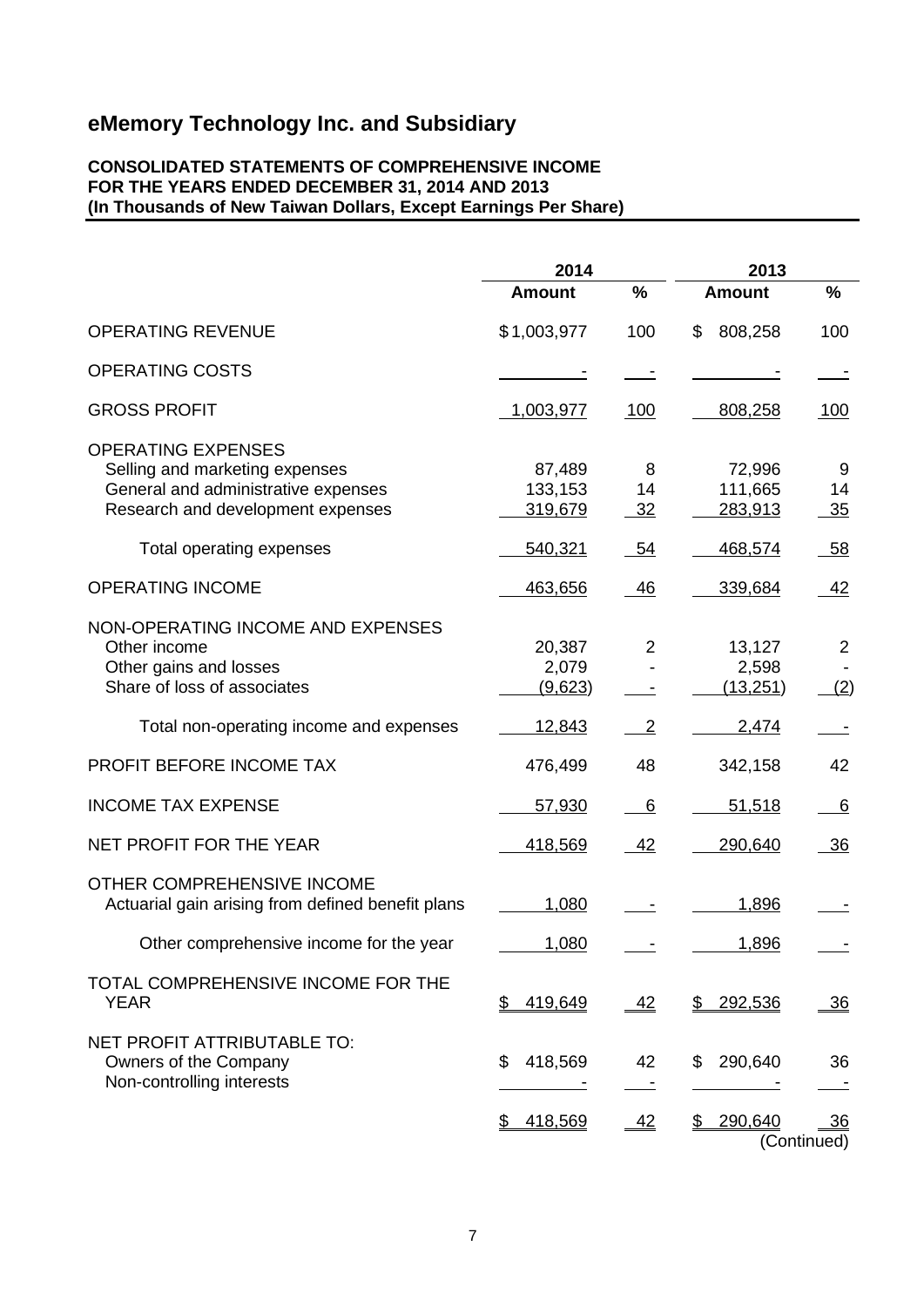# eMemory Technology Inc. and Subsidiary

**CONSOLIDATED STATEMENTS OF COMPREHENSIVE INCOME**
**FOR THE YEARS ENDED DECEMBER 31, 2014 AND 2013**
**(In Thousands of New Taiwan Dollars, Except Earnings Per Share)**

| | 2014 | | 2013 | |
|---|---|---|---|---|
| | **Amount** | **%** | **Amount** | **%** |
| OPERATING REVENUE | $1,003,977 | 100 | $ 808,258 | 100 |
| OPERATING COSTS | - | - | - | - |
| GROSS PROFIT | 1,003,977 | 100 | 808,258 | 100 |
| OPERATING EXPENSES | | | | |
| Selling and marketing expenses | 87,489 | 8 | 72,996 | 9 |
| General and administrative expenses | 133,153 | 14 | 111,665 | 14 |
| Research and development expenses | 319,679 | 32 | 283,913 | 35 |
| Total operating expenses | 540,321 | 54 | 468,574 | 58 |
| OPERATING INCOME | 463,656 | 46 | 339,684 | 42 |
| NON-OPERATING INCOME AND EXPENSES | | | | |
| Other income | 20,387 | 2 | 13,127 | 2 |
| Other gains and losses | 2,079 | - | 2,598 | - |
| Share of loss of associates | (9,623) | - | (13,251) | (2) |
| Total non-operating income and expenses | 12,843 | 2 | 2,474 | - |
| PROFIT BEFORE INCOME TAX | 476,499 | 48 | 342,158 | 42 |
| INCOME TAX EXPENSE | 57,930 | 6 | 51,518 | 6 |
| NET PROFIT FOR THE YEAR | 418,569 | 42 | 290,640 | 36 |
| OTHER COMPREHENSIVE INCOME | | | | |
| Actuarial gain arising from defined benefit plans | 1,080 | - | 1,896 | - |
| Other comprehensive income for the year | 1,080 | - | 1,896 | - |
| TOTAL COMPREHENSIVE INCOME FOR THE YEAR | $ 419,649 | 42 | $ 292,536 | 36 |
| NET PROFIT ATTRIBUTABLE TO: | | | | |
| Owners of the Company | $ 418,569 | 42 | $ 290,640 | 36 |
| Non-controlling interests | - | - | - | - |
| | $ 418,569 | 42 | $ 290,640 | 36 |

(Continued)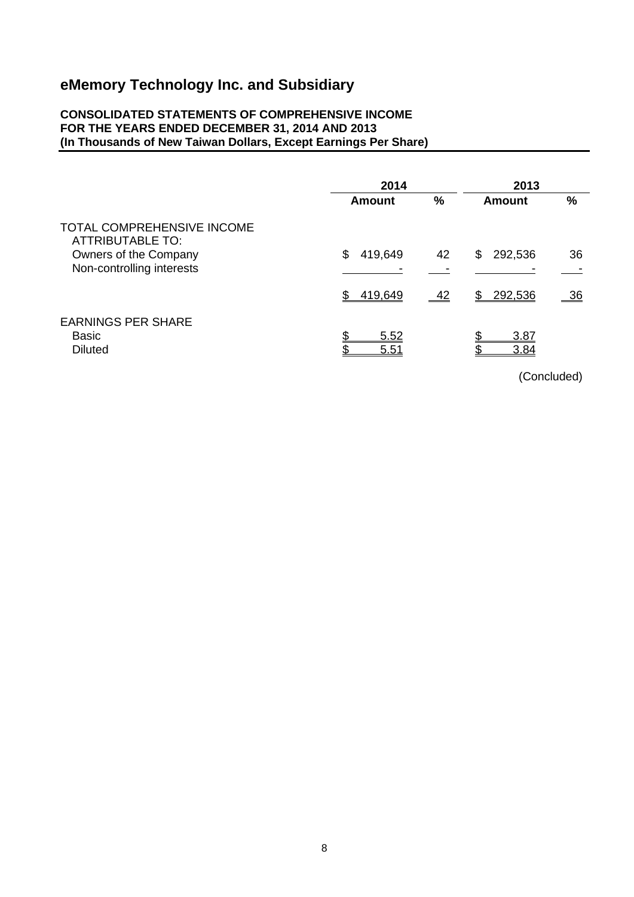# eMemory Technology Inc. and Subsidiary

**CONSOLIDATED STATEMENTS OF COMPREHENSIVE INCOME**
**FOR THE YEARS ENDED DECEMBER 31, 2014 AND 2013**
**(In Thousands of New Taiwan Dollars, Except Earnings Per Share)**

| | 2014 | | 2013 | |
|---|---|---|---|---|
| | **Amount** | **%** | **Amount** | **%** |
| TOTAL COMPREHENSIVE INCOME ATTRIBUTABLE TO: | | | | |
| Owners of the Company | $ 419,649 | 42 | $ 292,536 | 36 |
| Non-controlling interests | - | - | - | - |
| | $ 419,649 | 42 | $ 292,536 | 36 |
| EARNINGS PER SHARE | | | | |
| Basic | $ 5.52 | | $ 3.87 | |
| Diluted | $ 5.51 | | $ 3.84 | |

(Concluded)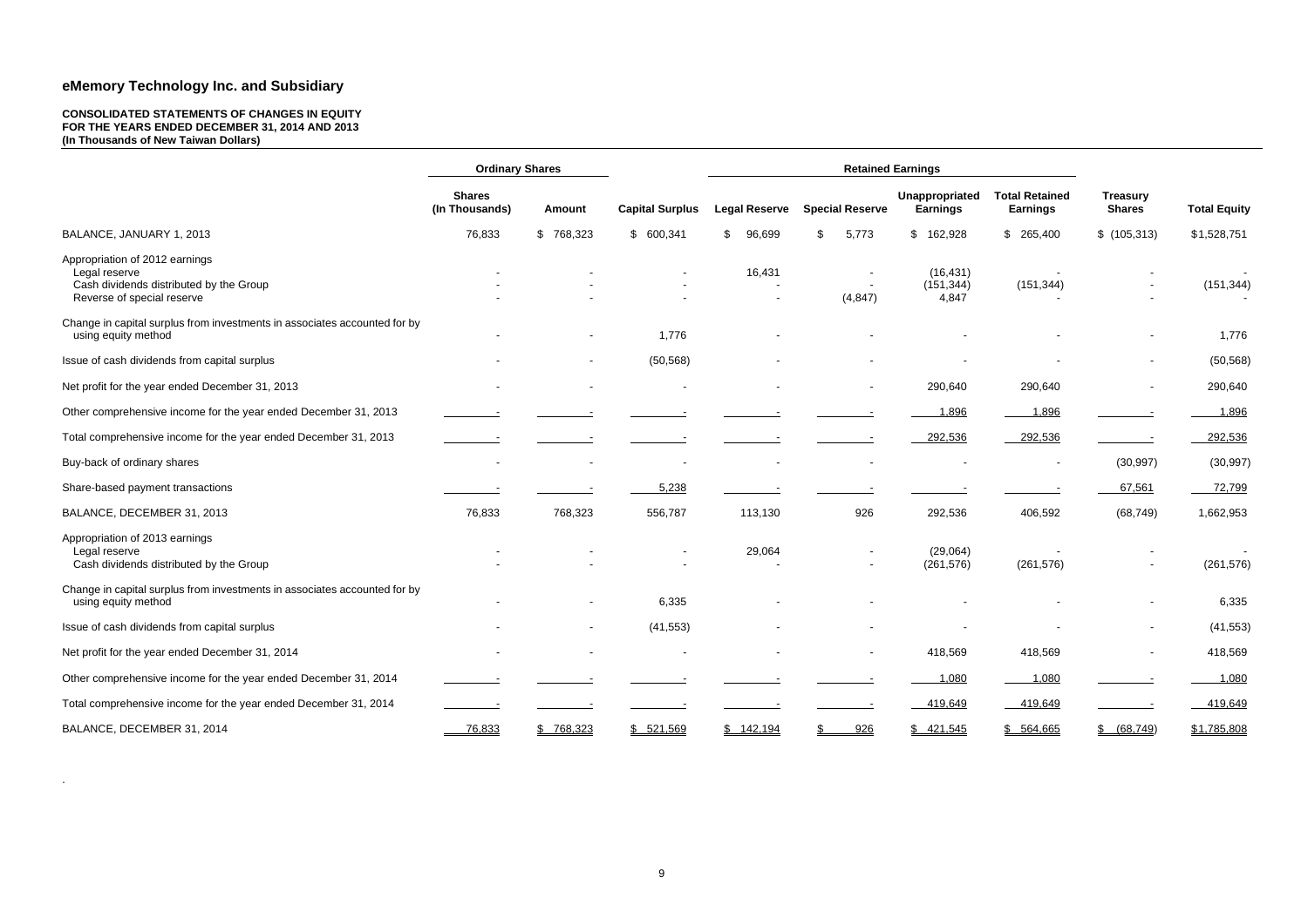## eMemory Technology Inc. and Subsidiary

**CONSOLIDATED STATEMENTS OF CHANGES IN EQUITY**
**FOR THE YEARS ENDED DECEMBER 31, 2014 AND 2013**
**(In Thousands of New Taiwan Dollars)**

| | Ordinary Shares | | | Retained Earnings | | | | | |
|---|---|---|---|---|---|---|---|---|---|
| | Shares (In Thousands) | Amount | Capital Surplus | Legal Reserve | Special Reserve | Unappropriated Earnings | Total Retained Earnings | Treasury Shares | Total Equity |
| BALANCE, JANUARY 1, 2013 | 76,833 | $ 768,323 | $ 600,341 | $ 96,699 | $ 5,773 | $ 162,928 | $ 265,400 | $ (105,313) | $1,528,751 |
| Appropriation of 2012 earnings | | | | | | | | | |
| Legal reserve | - | - | - | 16,431 | - | (16,431) | - | - | - |
| Cash dividends distributed by the Group | - | - | - | - | - | (151,344) | (151,344) | - | (151,344) |
| Reverse of special reserve | - | - | - | - | (4,847) | 4,847 | - | - | - |
| Change in capital surplus from investments in associates accounted for by using equity method | - | - | 1,776 | - | - | - | - | - | 1,776 |
| Issue of cash dividends from capital surplus | - | - | (50,568) | - | - | - | - | - | (50,568) |
| Net profit for the year ended December 31, 2013 | - | - | - | - | - | 290,640 | 290,640 | - | 290,640 |
| Other comprehensive income for the year ended December 31, 2013 | - | - | - | - | - | 1,896 | 1,896 | - | 1,896 |
| Total comprehensive income for the year ended December 31, 2013 | - | - | - | - | - | 292,536 | 292,536 | - | 292,536 |
| Buy-back of ordinary shares | - | - | - | - | - | - | - | (30,997) | (30,997) |
| Share-based payment transactions | - | - | 5,238 | - | - | - | - | 67,561 | 72,799 |
| BALANCE, DECEMBER 31, 2013 | 76,833 | 768,323 | 556,787 | 113,130 | 926 | 292,536 | 406,592 | (68,749) | 1,662,953 |
| Appropriation of 2013 earnings | | | | | | | | | |
| Legal reserve | - | - | - | 29,064 | - | (29,064) | - | - | - |
| Cash dividends distributed by the Group | - | - | - | - | - | (261,576) | (261,576) | - | (261,576) |
| Change in capital surplus from investments in associates accounted for by using equity method | - | - | 6,335 | - | - | - | - | - | 6,335 |
| Issue of cash dividends from capital surplus | - | - | (41,553) | - | - | - | - | - | (41,553) |
| Net profit for the year ended December 31, 2014 | - | - | - | - | - | 418,569 | 418,569 | - | 418,569 |
| Other comprehensive income for the year ended December 31, 2014 | - | - | - | - | - | 1,080 | 1,080 | - | 1,080 |
| Total comprehensive income for the year ended December 31, 2014 | - | - | - | - | - | 419,649 | 419,649 | - | 419,649 |
| BALANCE, DECEMBER 31, 2014 | 76,833 | $ 768,323 | $ 521,569 | $ 142,194 | $ 926 | $ 421,545 | $ 564,665 | $ (68,749) | $1,785,808 |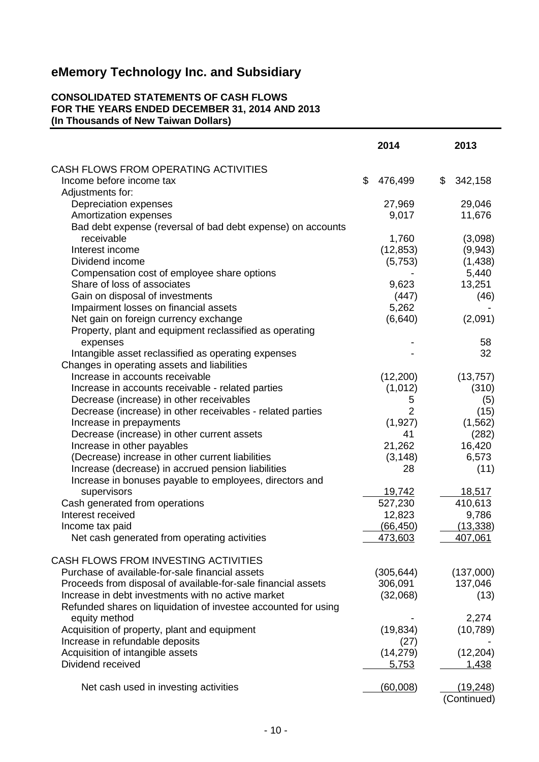# eMemory Technology Inc. and Subsidiary

**CONSOLIDATED STATEMENTS OF CASH FLOWS**
**FOR THE YEARS ENDED DECEMBER 31, 2014 AND 2013**
**(In Thousands of New Taiwan Dollars)**

| | 2014 | 2013 |
|---|---|---|
| CASH FLOWS FROM OPERATING ACTIVITIES | | |
| Income before income tax | $ 476,499 | $ 342,158 |
| Adjustments for: | | |
| Depreciation expenses | 27,969 | 29,046 |
| Amortization expenses | 9,017 | 11,676 |
| Bad debt expense (reversal of bad debt expense) on accounts receivable | 1,760 | (3,098) |
| Interest income | (12,853) | (9,943) |
| Dividend income | (5,753) | (1,438) |
| Compensation cost of employee share options | - | 5,440 |
| Share of loss of associates | 9,623 | 13,251 |
| Gain on disposal of investments | (447) | (46) |
| Impairment losses on financial assets | 5,262 | - |
| Net gain on foreign currency exchange | (6,640) | (2,091) |
| Property, plant and equipment reclassified as operating expenses | - | 58 |
| Intangible asset reclassified as operating expenses | - | 32 |
| Changes in operating assets and liabilities | | |
| Increase in accounts receivable | (12,200) | (13,757) |
| Increase in accounts receivable - related parties | (1,012) | (310) |
| Decrease (increase) in other receivables | 5 | (5) |
| Decrease (increase) in other receivables - related parties | 2 | (15) |
| Increase in prepayments | (1,927) | (1,562) |
| Decrease (increase) in other current assets | 41 | (282) |
| Increase in other payables | 21,262 | 16,420 |
| (Decrease) increase in other current liabilities | (3,148) | 6,573 |
| Increase (decrease) in accrued pension liabilities | 28 | (11) |
| Increase in bonuses payable to employees, directors and supervisors | 19,742 | 18,517 |
| Cash generated from operations | 527,230 | 410,613 |
| Interest received | 12,823 | 9,786 |
| Income tax paid | (66,450) | (13,338) |
| Net cash generated from operating activities | 473,603 | 407,061 |
| CASH FLOWS FROM INVESTING ACTIVITIES | | |
| Purchase of available-for-sale financial assets | (305,644) | (137,000) |
| Proceeds from disposal of available-for-sale financial assets | 306,091 | 137,046 |
| Increase in debt investments with no active market | (32,068) | (13) |
| Refunded shares on liquidation of investee accounted for using equity method | - | 2,274 |
| Acquisition of property, plant and equipment | (19,834) | (10,789) |
| Increase in refundable deposits | (27) | - |
| Acquisition of intangible assets | (14,279) | (12,204) |
| Dividend received | 5,753 | 1,438 |
| Net cash used in investing activities | (60,008) | (19,248) |

(Continued)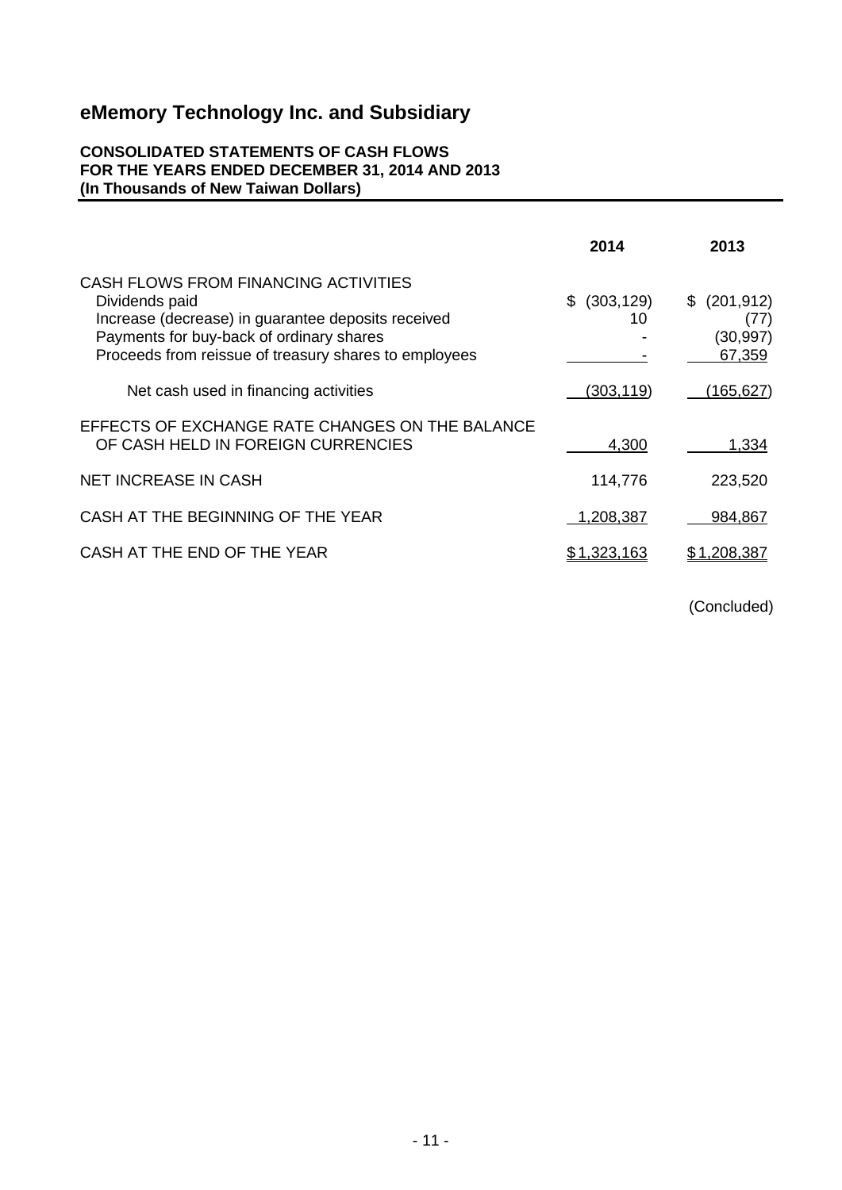# eMemory Technology Inc. and Subsidiary

**CONSOLIDATED STATEMENTS OF CASH FLOWS**
**FOR THE YEARS ENDED DECEMBER 31, 2014 AND 2013**
**(In Thousands of New Taiwan Dollars)**

| | 2014 | 2013 |
|---|---|---|
| CASH FLOWS FROM FINANCING ACTIVITIES | | |
| Dividends paid | $ (303,129) | $ (201,912) |
| Increase (decrease) in guarantee deposits received | 10 | (77) |
| Payments for buy-back of ordinary shares | - | (30,997) |
| Proceeds from reissue of treasury shares to employees | - | 67,359 |
| Net cash used in financing activities | (303,119) | (165,627) |
| EFFECTS OF EXCHANGE RATE CHANGES ON THE BALANCE OF CASH HELD IN FOREIGN CURRENCIES | 4,300 | 1,334 |
| NET INCREASE IN CASH | 114,776 | 223,520 |
| CASH AT THE BEGINNING OF THE YEAR | 1,208,387 | 984,867 |
| CASH AT THE END OF THE YEAR | $ 1,323,163 | $ 1,208,387 |

(Concluded)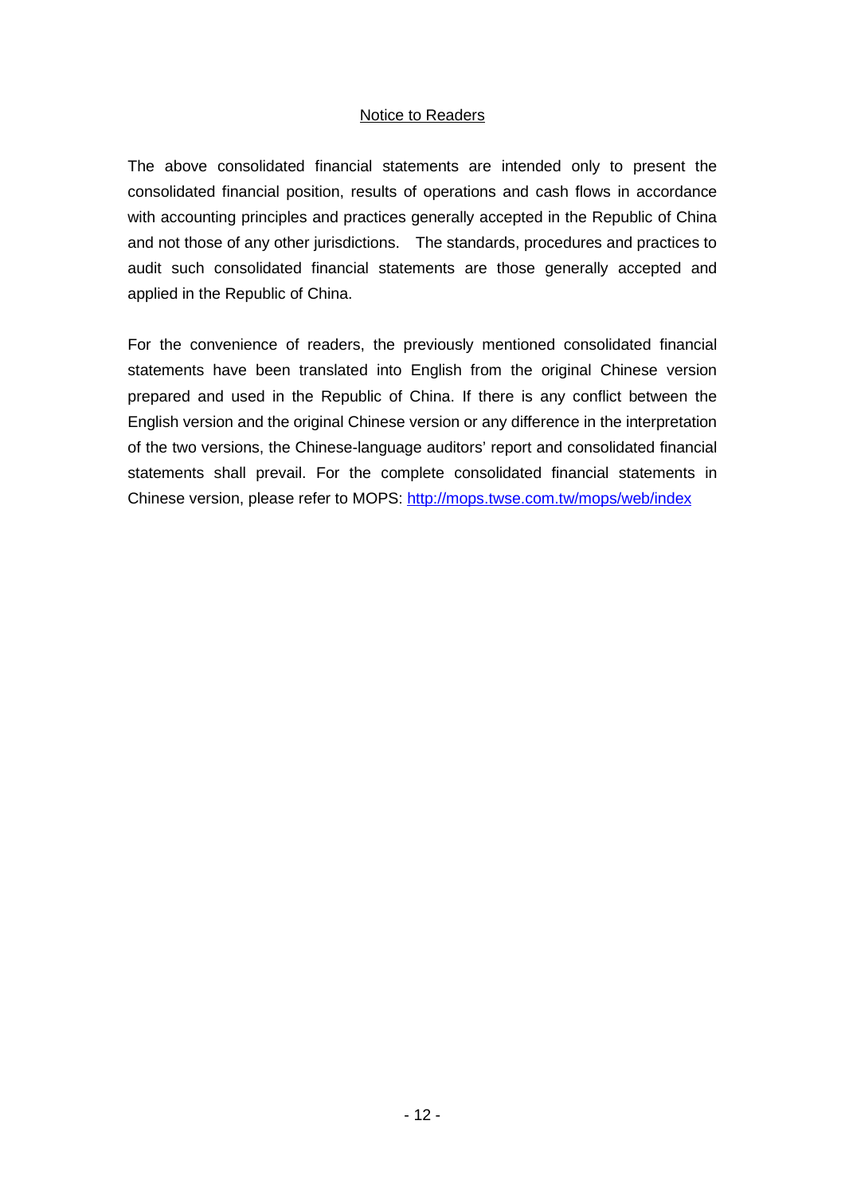## Notice to Readers

The above consolidated financial statements are intended only to present the consolidated financial position, results of operations and cash flows in accordance with accounting principles and practices generally accepted in the Republic of China and not those of any other jurisdictions. The standards, procedures and practices to audit such consolidated financial statements are those generally accepted and applied in the Republic of China.

For the convenience of readers, the previously mentioned consolidated financial statements have been translated into English from the original Chinese version prepared and used in the Republic of China. If there is any conflict between the English version and the original Chinese version or any difference in the interpretation of the two versions, the Chinese-language auditors' report and consolidated financial statements shall prevail. For the complete consolidated financial statements in Chinese version, please refer to MOPS: http://mops.twse.com.tw/mops/web/index